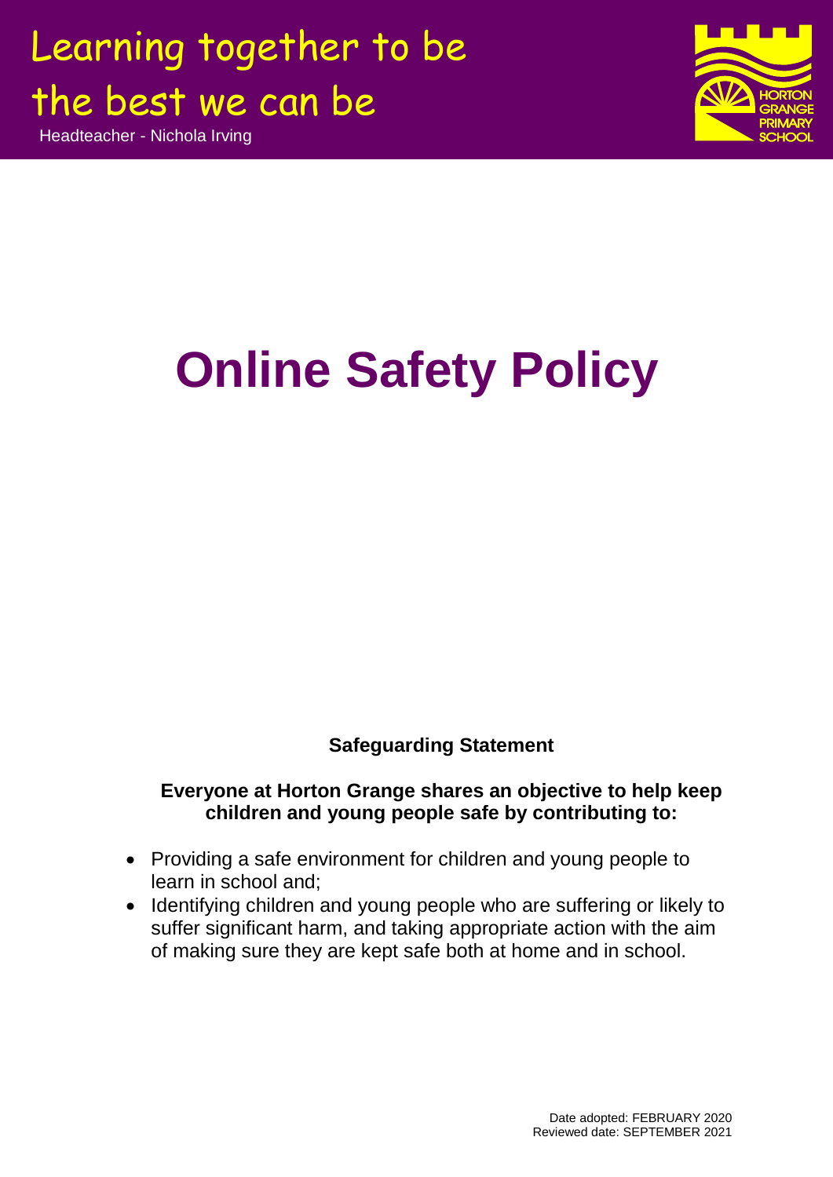Learning together to be the best we can be

Headteacher - Nichola Irving

HORTON GRANGE PRIMARY SCHOOL

# Online Safety Policy

**Safeguarding Statement**

**Everyone at Horton Grange shares an objective to help keep children and young people safe by contributing to:**

- Providing a safe environment for children and young people to learn in school and;
- Identifying children and young people who are suffering or likely to suffer significant harm, and taking appropriate action with the aim of making sure they are kept safe both at home and in school.

Date adopted: FEBRUARY 2020
Reviewed date: SEPTEMBER 2021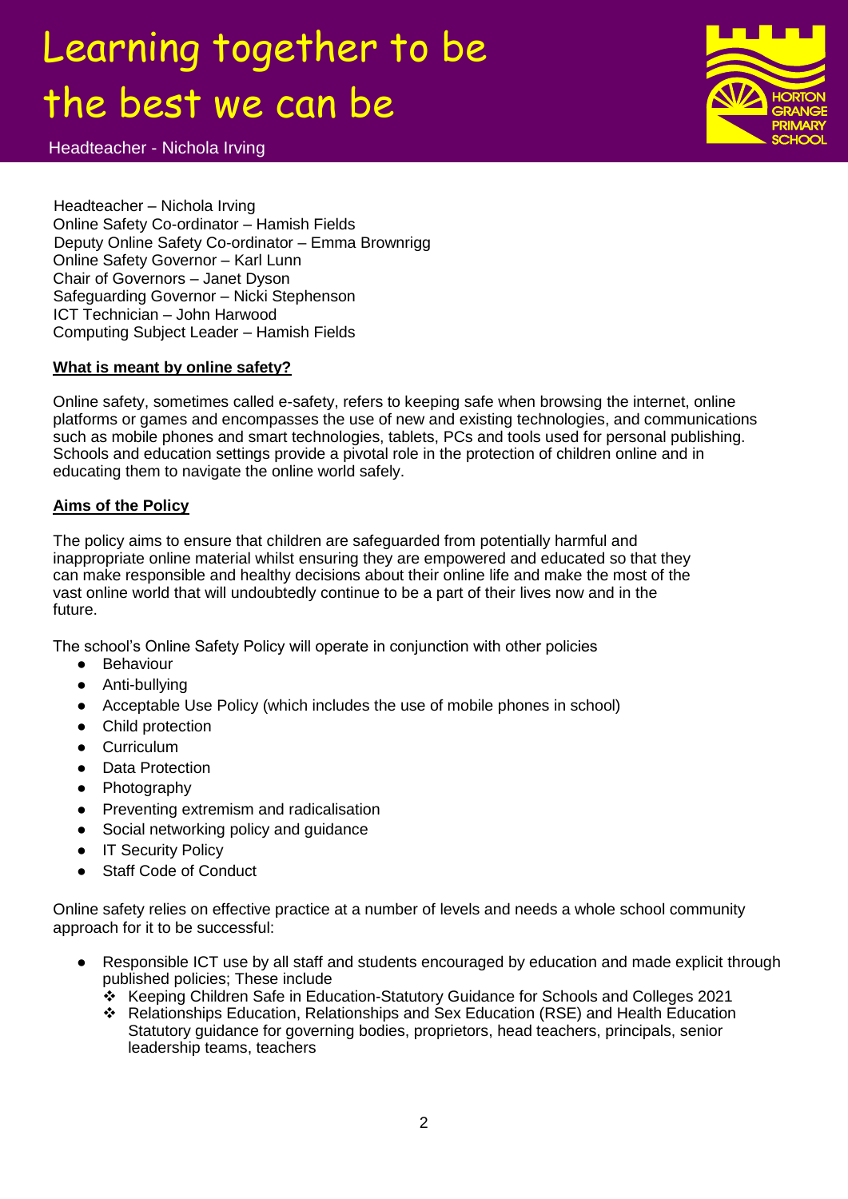Headteacher – Nichola Irving
Online Safety Co-ordinator – Hamish Fields
Deputy Online Safety Co-ordinator – Emma Brownrigg
Online Safety Governor – Karl Lunn
Chair of Governors – Janet Dyson
Safeguarding Governor – Nicki Stephenson
ICT Technician – John Harwood
Computing Subject Leader – Hamish Fields

**What is meant by online safety?**

Online safety, sometimes called e-safety, refers to keeping safe when browsing the internet, online platforms or games and encompasses the use of new and existing technologies, and communications such as mobile phones and smart technologies, tablets, PCs and tools used for personal publishing. Schools and education settings provide a pivotal role in the protection of children online and in educating them to navigate the online world safely.

**Aims of the Policy**

The policy aims to ensure that children are safeguarded from potentially harmful and inappropriate online material whilst ensuring they are empowered and educated so that they can make responsible and healthy decisions about their online life and make the most of the vast online world that will undoubtedly continue to be a part of their lives now and in the future.

The school's Online Safety Policy will operate in conjunction with other policies

- Behaviour
- Anti-bullying
- Acceptable Use Policy (which includes the use of mobile phones in school)
- Child protection
- Curriculum
- Data Protection
- Photography
- Preventing extremism and radicalisation
- Social networking policy and guidance
- IT Security Policy
- Staff Code of Conduct

Online safety relies on effective practice at a number of levels and needs a whole school community approach for it to be successful:

- Responsible ICT use by all staff and students encouraged by education and made explicit through published policies; These include
  - Keeping Children Safe in Education-Statutory Guidance for Schools and Colleges 2021
  - Relationships Education, Relationships and Sex Education (RSE) and Health Education Statutory guidance for governing bodies, proprietors, head teachers, principals, senior leadership teams, teachers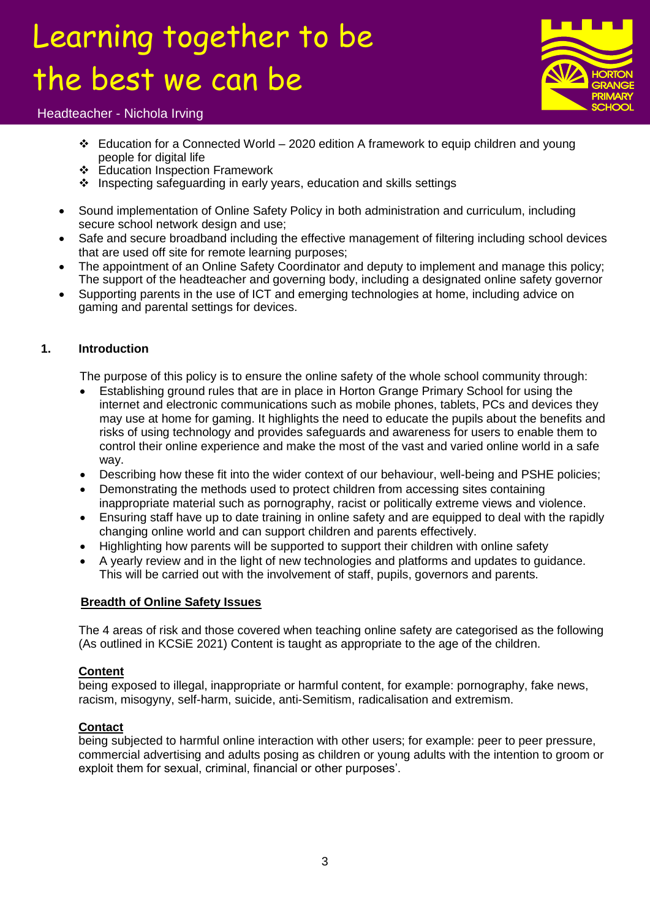- Education for a Connected World – 2020 edition A framework to equip children and young people for digital life
- Education Inspection Framework
- Inspecting safeguarding in early years, education and skills settings

- Sound implementation of Online Safety Policy in both administration and curriculum, including secure school network design and use;
- Safe and secure broadband including the effective management of filtering including school devices that are used off site for remote learning purposes;
- The appointment of an Online Safety Coordinator and deputy to implement and manage this policy; The support of the headteacher and governing body, including a designated online safety governor
- Supporting parents in the use of ICT and emerging technologies at home, including advice on gaming and parental settings for devices.

## 1. Introduction

The purpose of this policy is to ensure the online safety of the whole school community through:

- Establishing ground rules that are in place in Horton Grange Primary School for using the internet and electronic communications such as mobile phones, tablets, PCs and devices they may use at home for gaming. It highlights the need to educate the pupils about the benefits and risks of using technology and provides safeguards and awareness for users to enable them to control their online experience and make the most of the vast and varied online world in a safe way.
- Describing how these fit into the wider context of our behaviour, well-being and PSHE policies;
- Demonstrating the methods used to protect children from accessing sites containing inappropriate material such as pornography, racist or politically extreme views and violence.
- Ensuring staff have up to date training in online safety and are equipped to deal with the rapidly changing online world and can support children and parents effectively.
- Highlighting how parents will be supported to support their children with online safety
- A yearly review and in the light of new technologies and platforms and updates to guidance. This will be carried out with the involvement of staff, pupils, governors and parents.

### Breadth of Online Safety Issues

The 4 areas of risk and those covered when teaching online safety are categorised as the following (As outlined in KCSiE 2021) Content is taught as appropriate to the age of the children.

**Content**
being exposed to illegal, inappropriate or harmful content, for example: pornography, fake news, racism, misogyny, self-harm, suicide, anti-Semitism, radicalisation and extremism.

**Contact**
being subjected to harmful online interaction with other users; for example: peer to peer pressure, commercial advertising and adults posing as children or young adults with the intention to groom or exploit them for sexual, criminal, financial or other purposes'.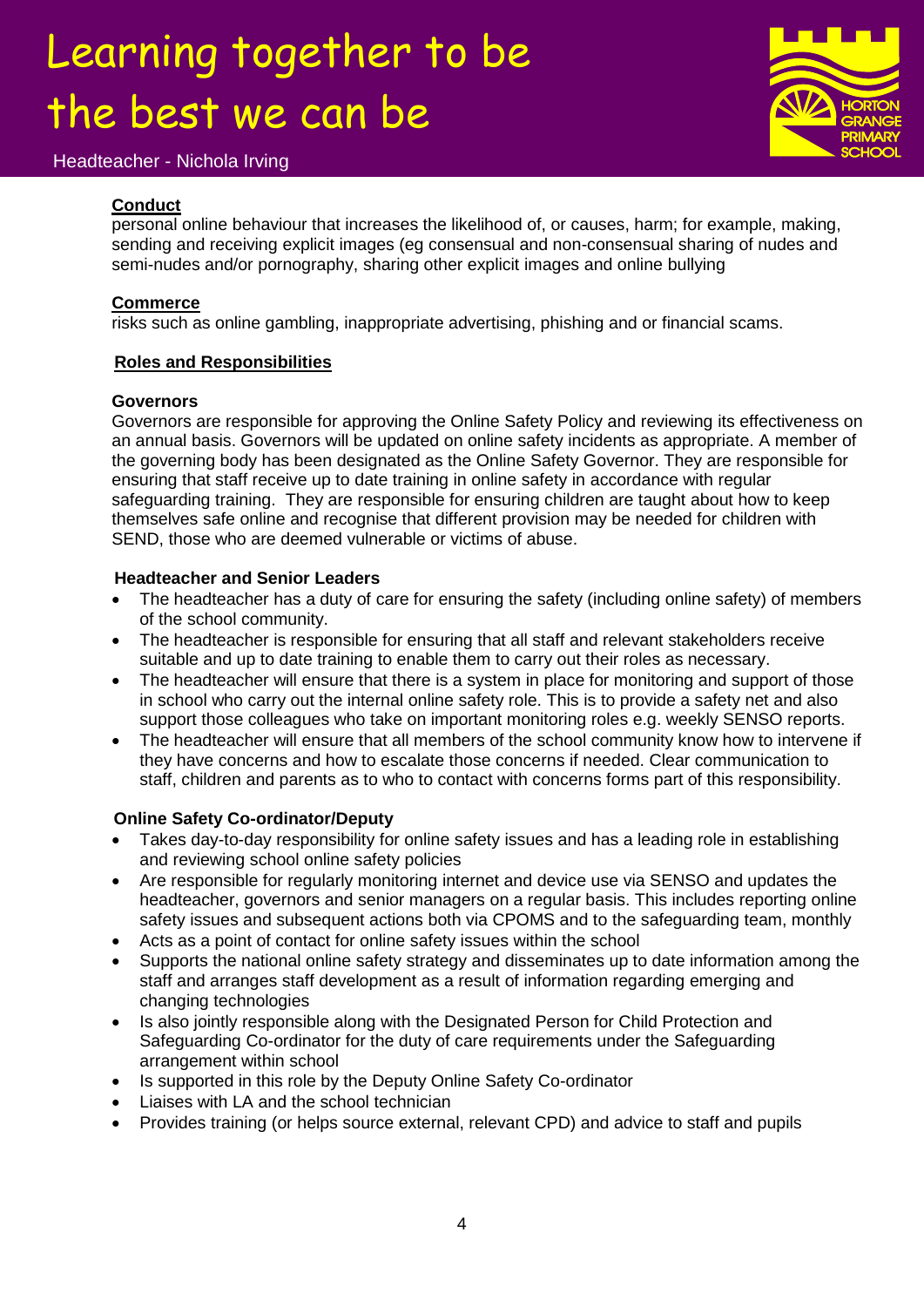**Conduct**
personal online behaviour that increases the likelihood of, or causes, harm; for example, making, sending and receiving explicit images (eg consensual and non-consensual sharing of nudes and semi-nudes and/or pornography, sharing other explicit images and online bullying

**Commerce**
risks such as online gambling, inappropriate advertising, phishing and or financial scams.

## Roles and Responsibilities

### Governors

Governors are responsible for approving the Online Safety Policy and reviewing its effectiveness on an annual basis. Governors will be updated on online safety incidents as appropriate. A member of the governing body has been designated as the Online Safety Governor. They are responsible for ensuring that staff receive up to date training in online safety in accordance with regular safeguarding training. They are responsible for ensuring children are taught about how to keep themselves safe online and recognise that different provision may be needed for children with SEND, those who are deemed vulnerable or victims of abuse.

### Headteacher and Senior Leaders

- The headteacher has a duty of care for ensuring the safety (including online safety) of members of the school community.
- The headteacher is responsible for ensuring that all staff and relevant stakeholders receive suitable and up to date training to enable them to carry out their roles as necessary.
- The headteacher will ensure that there is a system in place for monitoring and support of those in school who carry out the internal online safety role. This is to provide a safety net and also support those colleagues who take on important monitoring roles e.g. weekly SENSO reports.
- The headteacher will ensure that all members of the school community know how to intervene if they have concerns and how to escalate those concerns if needed. Clear communication to staff, children and parents as to who to contact with concerns forms part of this responsibility.

### Online Safety Co-ordinator/Deputy

- Takes day-to-day responsibility for online safety issues and has a leading role in establishing and reviewing school online safety policies
- Are responsible for regularly monitoring internet and device use via SENSO and updates the headteacher, governors and senior managers on a regular basis. This includes reporting online safety issues and subsequent actions both via CPOMS and to the safeguarding team, monthly
- Acts as a point of contact for online safety issues within the school
- Supports the national online safety strategy and disseminates up to date information among the staff and arranges staff development as a result of information regarding emerging and changing technologies
- Is also jointly responsible along with the Designated Person for Child Protection and Safeguarding Co-ordinator for the duty of care requirements under the Safeguarding arrangement within school
- Is supported in this role by the Deputy Online Safety Co-ordinator
- Liaises with LA and the school technician
- Provides training (or helps source external, relevant CPD) and advice to staff and pupils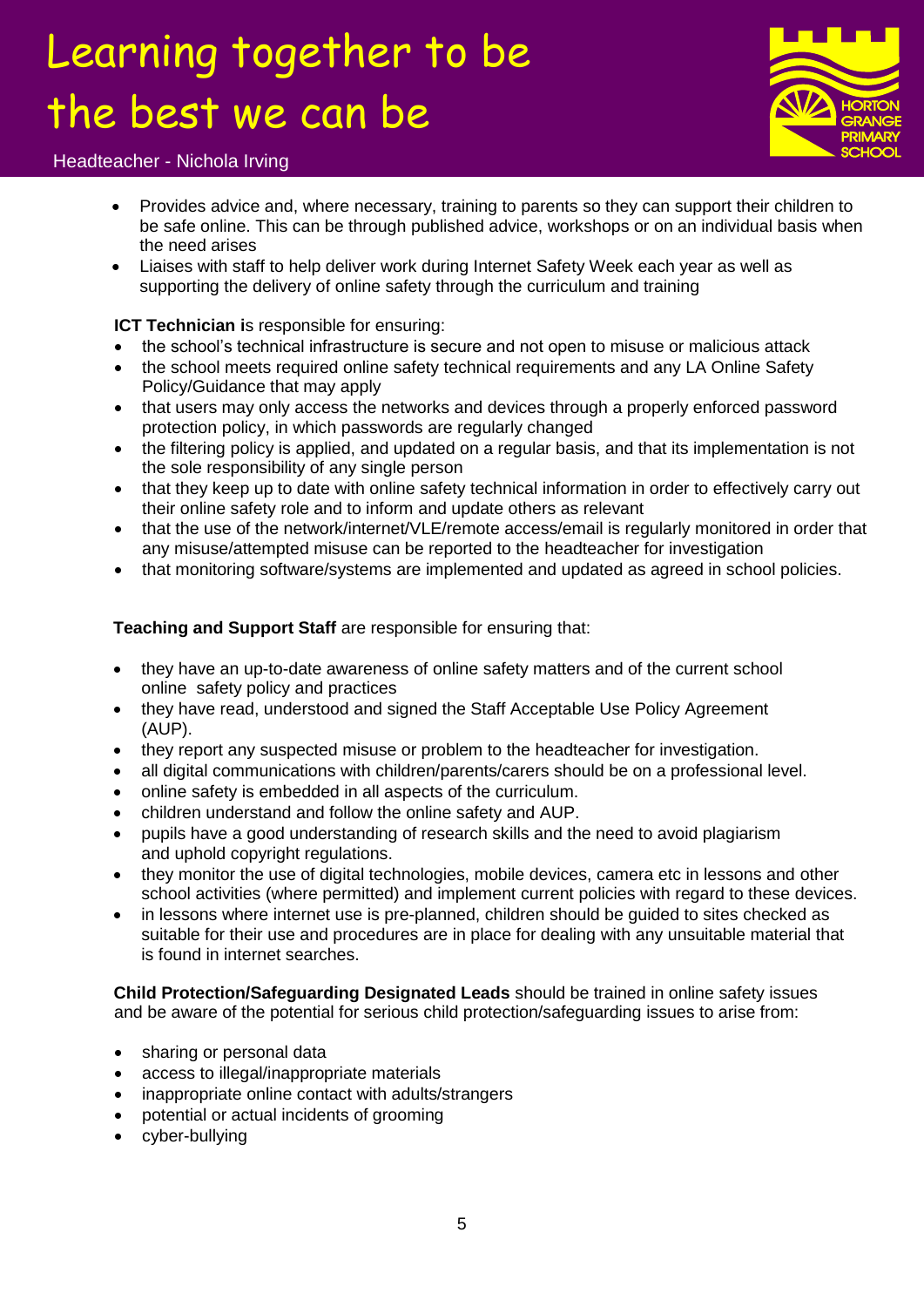- Provides advice and, where necessary, training to parents so they can support their children to be safe online. This can be through published advice, workshops or on an individual basis when the need arises
- Liaises with staff to help deliver work during Internet Safety Week each year as well as supporting the delivery of online safety through the curriculum and training

**ICT Technician i**s responsible for ensuring:

- the school's technical infrastructure is secure and not open to misuse or malicious attack
- the school meets required online safety technical requirements and any LA Online Safety Policy/Guidance that may apply
- that users may only access the networks and devices through a properly enforced password protection policy, in which passwords are regularly changed
- the filtering policy is applied, and updated on a regular basis, and that its implementation is not the sole responsibility of any single person
- that they keep up to date with online safety technical information in order to effectively carry out their online safety role and to inform and update others as relevant
- that the use of the network/internet/VLE/remote access/email is regularly monitored in order that any misuse/attempted misuse can be reported to the headteacher for investigation
- that monitoring software/systems are implemented and updated as agreed in school policies.

**Teaching and Support Staff** are responsible for ensuring that:

- they have an up-to-date awareness of online safety matters and of the current school online safety policy and practices
- they have read, understood and signed the Staff Acceptable Use Policy Agreement (AUP).
- they report any suspected misuse or problem to the headteacher for investigation.
- all digital communications with children/parents/carers should be on a professional level.
- online safety is embedded in all aspects of the curriculum.
- children understand and follow the online safety and AUP.
- pupils have a good understanding of research skills and the need to avoid plagiarism and uphold copyright regulations.
- they monitor the use of digital technologies, mobile devices, camera etc in lessons and other school activities (where permitted) and implement current policies with regard to these devices.
- in lessons where internet use is pre-planned, children should be guided to sites checked as suitable for their use and procedures are in place for dealing with any unsuitable material that is found in internet searches.

**Child Protection/Safeguarding Designated Leads** should be trained in online safety issues and be aware of the potential for serious child protection/safeguarding issues to arise from:

- sharing or personal data
- access to illegal/inappropriate materials
- inappropriate online contact with adults/strangers
- potential or actual incidents of grooming
- cyber-bullying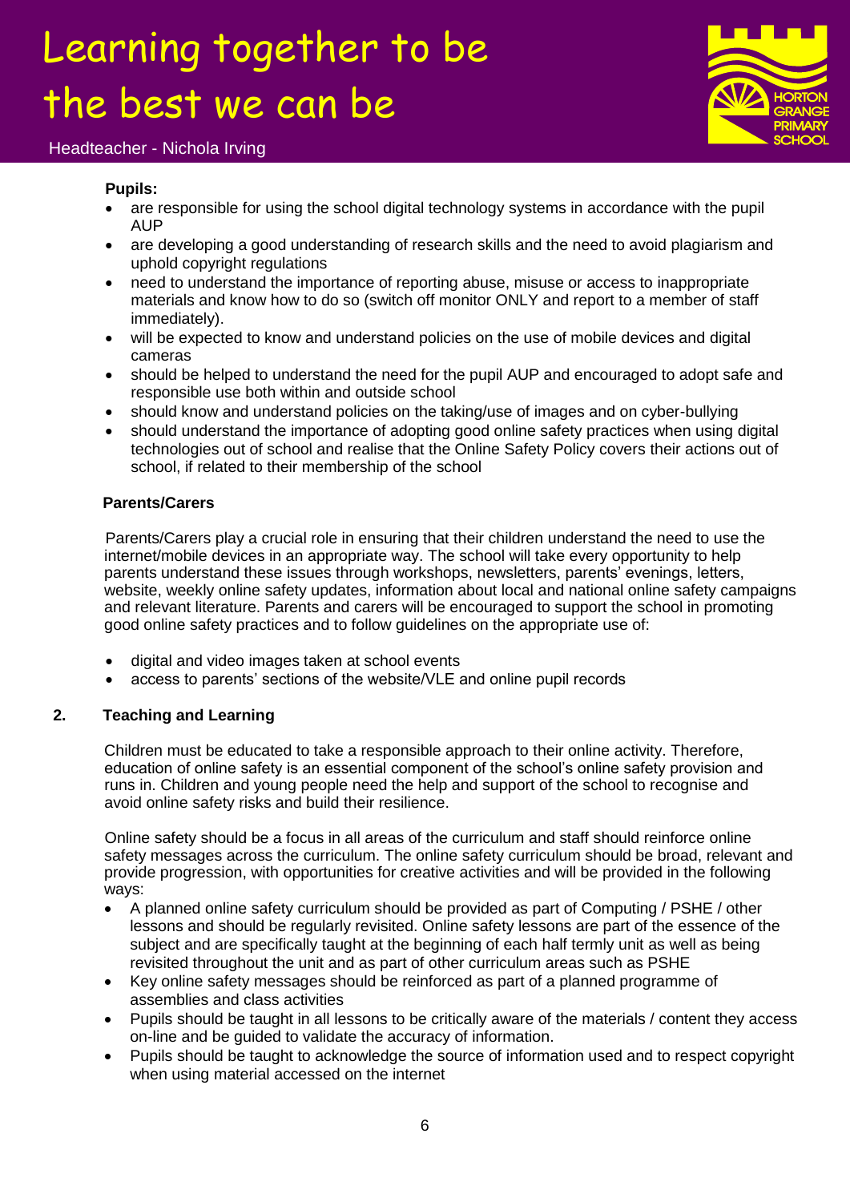**Pupils:**

- are responsible for using the school digital technology systems in accordance with the pupil AUP
- are developing a good understanding of research skills and the need to avoid plagiarism and uphold copyright regulations
- need to understand the importance of reporting abuse, misuse or access to inappropriate materials and know how to do so (switch off monitor ONLY and report to a member of staff immediately).
- will be expected to know and understand policies on the use of mobile devices and digital cameras
- should be helped to understand the need for the pupil AUP and encouraged to adopt safe and responsible use both within and outside school
- should know and understand policies on the taking/use of images and on cyber-bullying
- should understand the importance of adopting good online safety practices when using digital technologies out of school and realise that the Online Safety Policy covers their actions out of school, if related to their membership of the school

**Parents/Carers**

Parents/Carers play a crucial role in ensuring that their children understand the need to use the internet/mobile devices in an appropriate way. The school will take every opportunity to help parents understand these issues through workshops, newsletters, parents' evenings, letters, website, weekly online safety updates, information about local and national online safety campaigns and relevant literature. Parents and carers will be encouraged to support the school in promoting good online safety practices and to follow guidelines on the appropriate use of:

- digital and video images taken at school events
- access to parents' sections of the website/VLE and online pupil records

## 2. Teaching and Learning

Children must be educated to take a responsible approach to their online activity. Therefore, education of online safety is an essential component of the school's online safety provision and runs in. Children and young people need the help and support of the school to recognise and avoid online safety risks and build their resilience.

Online safety should be a focus in all areas of the curriculum and staff should reinforce online safety messages across the curriculum. The online safety curriculum should be broad, relevant and provide progression, with opportunities for creative activities and will be provided in the following ways:

- A planned online safety curriculum should be provided as part of Computing / PSHE / other lessons and should be regularly revisited. Online safety lessons are part of the essence of the subject and are specifically taught at the beginning of each half termly unit as well as being revisited throughout the unit and as part of other curriculum areas such as PSHE
- Key online safety messages should be reinforced as part of a planned programme of assemblies and class activities
- Pupils should be taught in all lessons to be critically aware of the materials / content they access on-line and be guided to validate the accuracy of information.
- Pupils should be taught to acknowledge the source of information used and to respect copyright when using material accessed on the internet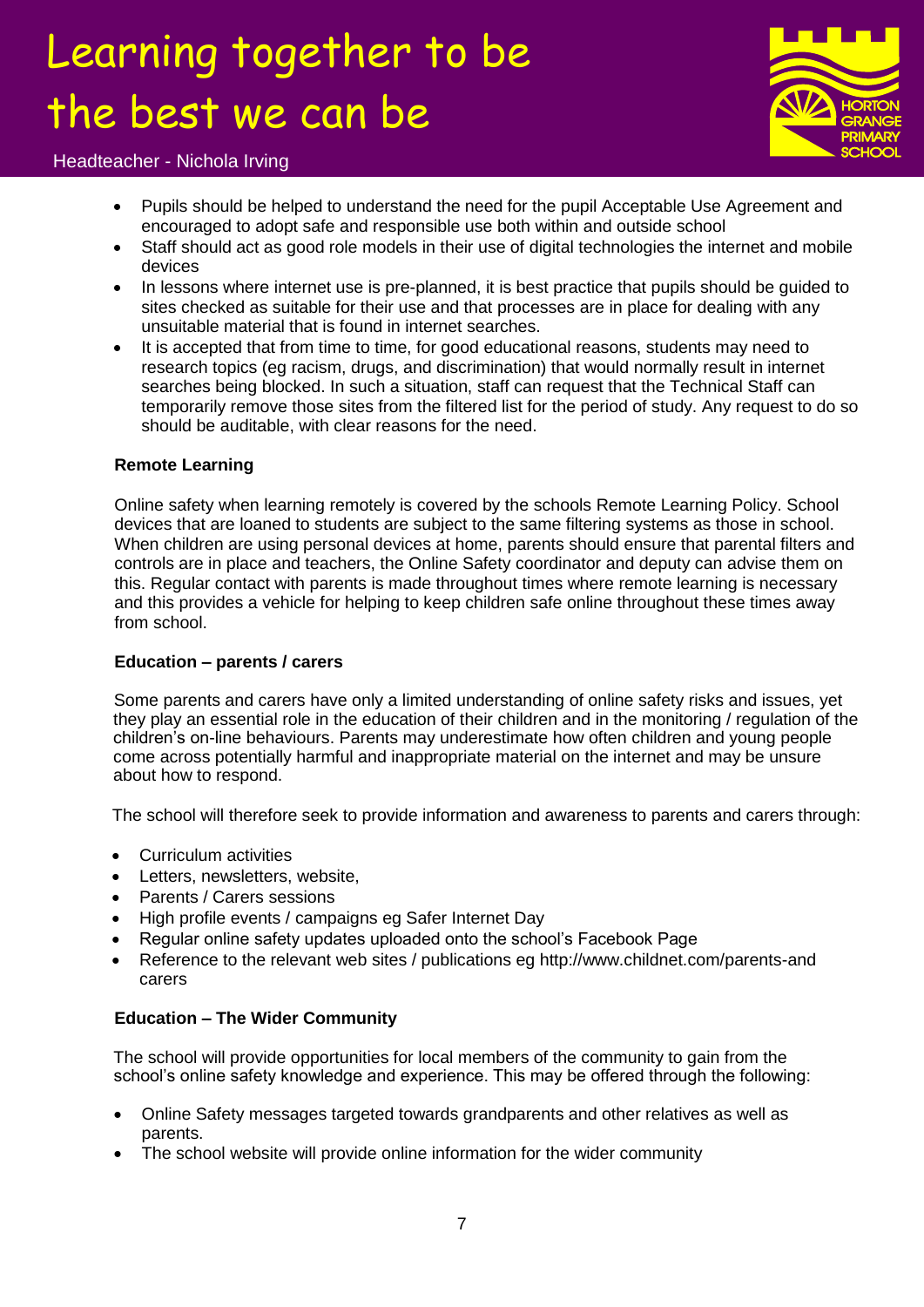- Pupils should be helped to understand the need for the pupil Acceptable Use Agreement and encouraged to adopt safe and responsible use both within and outside school
- Staff should act as good role models in their use of digital technologies the internet and mobile devices
- In lessons where internet use is pre-planned, it is best practice that pupils should be guided to sites checked as suitable for their use and that processes are in place for dealing with any unsuitable material that is found in internet searches.
- It is accepted that from time to time, for good educational reasons, students may need to research topics (eg racism, drugs, and discrimination) that would normally result in internet searches being blocked. In such a situation, staff can request that the Technical Staff can temporarily remove those sites from the filtered list for the period of study. Any request to do so should be auditable, with clear reasons for the need.

**Remote Learning**

Online safety when learning remotely is covered by the schools Remote Learning Policy. School devices that are loaned to students are subject to the same filtering systems as those in school. When children are using personal devices at home, parents should ensure that parental filters and controls are in place and teachers, the Online Safety coordinator and deputy can advise them on this. Regular contact with parents is made throughout times where remote learning is necessary and this provides a vehicle for helping to keep children safe online throughout these times away from school.

**Education – parents / carers**

Some parents and carers have only a limited understanding of online safety risks and issues, yet they play an essential role in the education of their children and in the monitoring / regulation of the children's on-line behaviours. Parents may underestimate how often children and young people come across potentially harmful and inappropriate material on the internet and may be unsure about how to respond.

The school will therefore seek to provide information and awareness to parents and carers through:

- Curriculum activities
- Letters, newsletters, website,
- Parents / Carers sessions
- High profile events / campaigns eg Safer Internet Day
- Regular online safety updates uploaded onto the school's Facebook Page
- Reference to the relevant web sites / publications eg http://www.childnet.com/parents-and carers

**Education – The Wider Community**

The school will provide opportunities for local members of the community to gain from the school's online safety knowledge and experience. This may be offered through the following:

- Online Safety messages targeted towards grandparents and other relatives as well as parents.
- The school website will provide online information for the wider community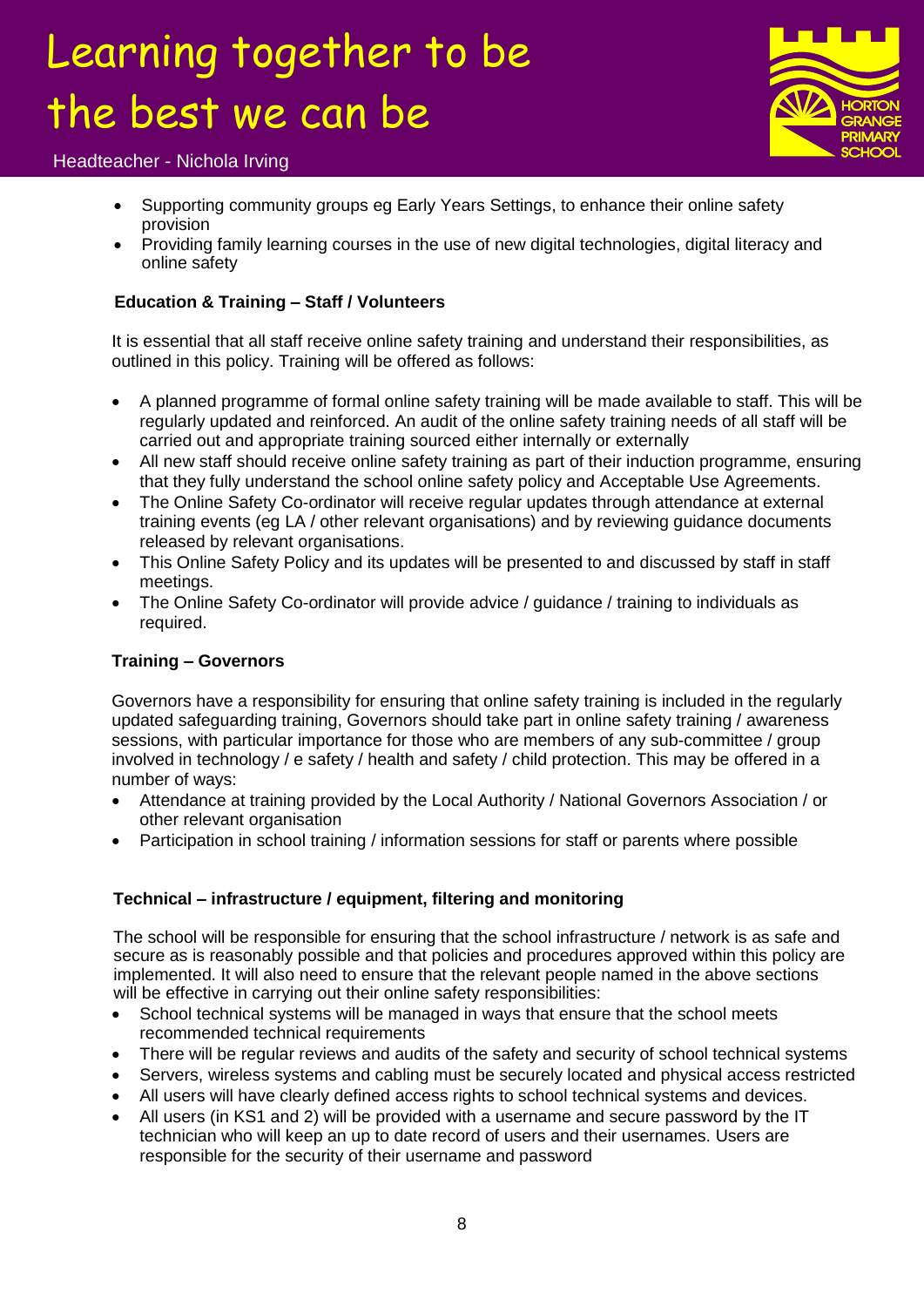- Supporting community groups eg Early Years Settings, to enhance their online safety provision
- Providing family learning courses in the use of new digital technologies, digital literacy and online safety

**Education & Training – Staff / Volunteers**

It is essential that all staff receive online safety training and understand their responsibilities, as outlined in this policy. Training will be offered as follows:

- A planned programme of formal online safety training will be made available to staff. This will be regularly updated and reinforced. An audit of the online safety training needs of all staff will be carried out and appropriate training sourced either internally or externally
- All new staff should receive online safety training as part of their induction programme, ensuring that they fully understand the school online safety policy and Acceptable Use Agreements.
- The Online Safety Co-ordinator will receive regular updates through attendance at external training events (eg LA / other relevant organisations) and by reviewing guidance documents released by relevant organisations.
- This Online Safety Policy and its updates will be presented to and discussed by staff in staff meetings.
- The Online Safety Co-ordinator will provide advice / guidance / training to individuals as required.

**Training – Governors**

Governors have a responsibility for ensuring that online safety training is included in the regularly updated safeguarding training, Governors should take part in online safety training / awareness sessions, with particular importance for those who are members of any sub-committee / group involved in technology / e safety / health and safety / child protection. This may be offered in a number of ways:

- Attendance at training provided by the Local Authority / National Governors Association / or other relevant organisation
- Participation in school training / information sessions for staff or parents where possible

**Technical – infrastructure / equipment, filtering and monitoring**

The school will be responsible for ensuring that the school infrastructure / network is as safe and secure as is reasonably possible and that policies and procedures approved within this policy are implemented. It will also need to ensure that the relevant people named in the above sections will be effective in carrying out their online safety responsibilities:

- School technical systems will be managed in ways that ensure that the school meets recommended technical requirements
- There will be regular reviews and audits of the safety and security of school technical systems
- Servers, wireless systems and cabling must be securely located and physical access restricted
- All users will have clearly defined access rights to school technical systems and devices.
- All users (in KS1 and 2) will be provided with a username and secure password by the IT technician who will keep an up to date record of users and their usernames. Users are responsible for the security of their username and password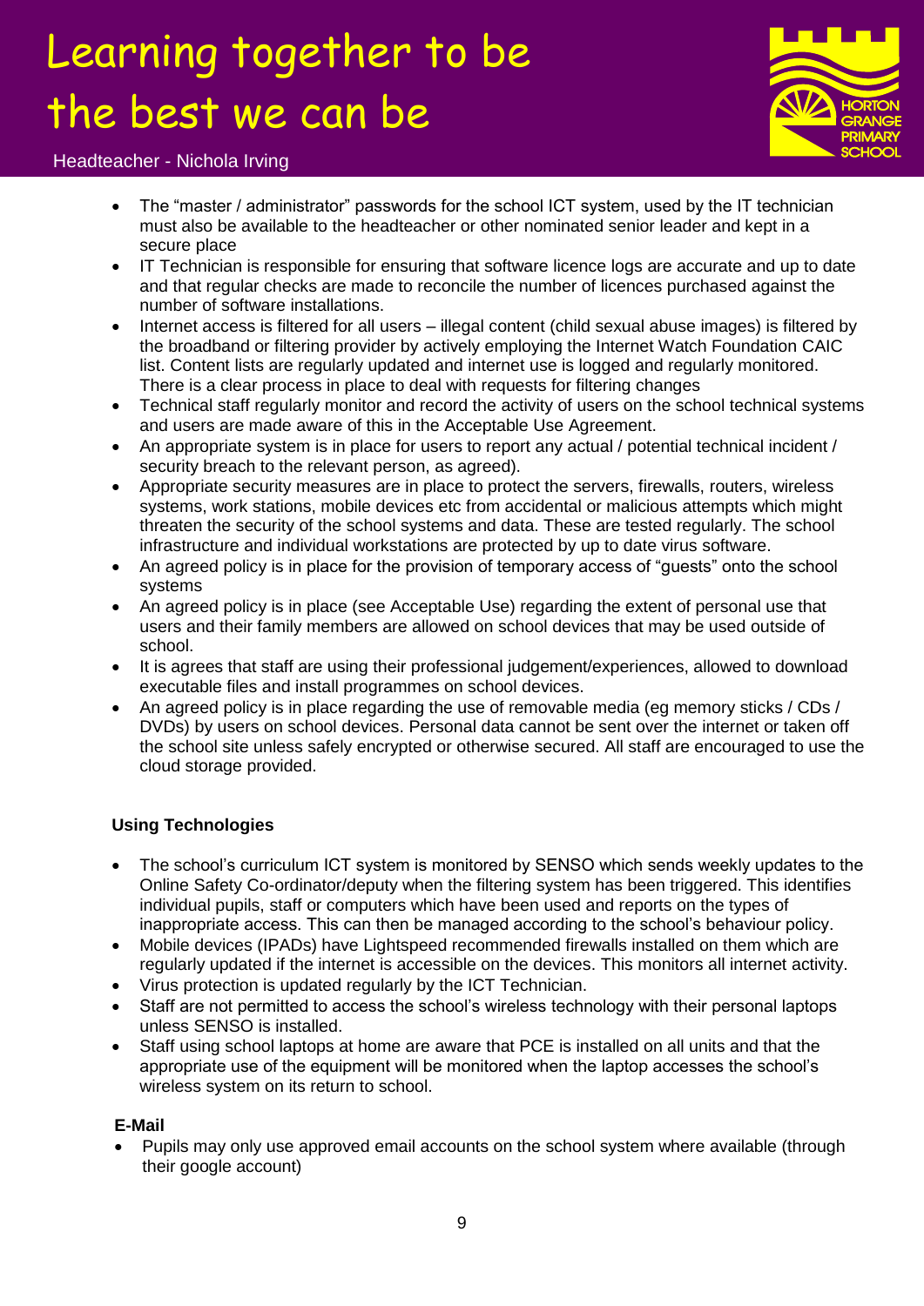- The "master / administrator" passwords for the school ICT system, used by the IT technician must also be available to the headteacher or other nominated senior leader and kept in a secure place
- IT Technician is responsible for ensuring that software licence logs are accurate and up to date and that regular checks are made to reconcile the number of licences purchased against the number of software installations.
- Internet access is filtered for all users – illegal content (child sexual abuse images) is filtered by the broadband or filtering provider by actively employing the Internet Watch Foundation CAIC list. Content lists are regularly updated and internet use is logged and regularly monitored. There is a clear process in place to deal with requests for filtering changes
- Technical staff regularly monitor and record the activity of users on the school technical systems and users are made aware of this in the Acceptable Use Agreement.
- An appropriate system is in place for users to report any actual / potential technical incident / security breach to the relevant person, as agreed).
- Appropriate security measures are in place to protect the servers, firewalls, routers, wireless systems, work stations, mobile devices etc from accidental or malicious attempts which might threaten the security of the school systems and data. These are tested regularly. The school infrastructure and individual workstations are protected by up to date virus software.
- An agreed policy is in place for the provision of temporary access of "guests" onto the school systems
- An agreed policy is in place (see Acceptable Use) regarding the extent of personal use that users and their family members are allowed on school devices that may be used outside of school.
- It is agrees that staff are using their professional judgement/experiences, allowed to download executable files and install programmes on school devices.
- An agreed policy is in place regarding the use of removable media (eg memory sticks / CDs / DVDs) by users on school devices. Personal data cannot be sent over the internet or taken off the school site unless safely encrypted or otherwise secured. All staff are encouraged to use the cloud storage provided.

**Using Technologies**

- The school's curriculum ICT system is monitored by SENSO which sends weekly updates to the Online Safety Co-ordinator/deputy when the filtering system has been triggered. This identifies individual pupils, staff or computers which have been used and reports on the types of inappropriate access. This can then be managed according to the school's behaviour policy.
- Mobile devices (IPADs) have Lightspeed recommended firewalls installed on them which are regularly updated if the internet is accessible on the devices. This monitors all internet activity.
- Virus protection is updated regularly by the ICT Technician.
- Staff are not permitted to access the school's wireless technology with their personal laptops unless SENSO is installed.
- Staff using school laptops at home are aware that PCE is installed on all units and that the appropriate use of the equipment will be monitored when the laptop accesses the school's wireless system on its return to school.

**E-Mail**

- Pupils may only use approved email accounts on the school system where available (through their google account)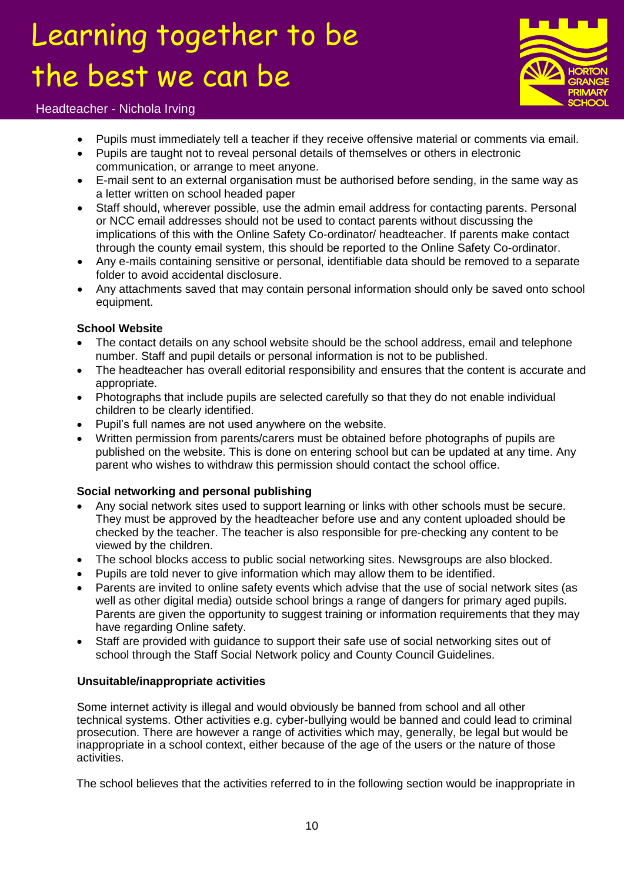- Pupils must immediately tell a teacher if they receive offensive material or comments via email.
- Pupils are taught not to reveal personal details of themselves or others in electronic communication, or arrange to meet anyone.
- E-mail sent to an external organisation must be authorised before sending, in the same way as a letter written on school headed paper
- Staff should, wherever possible, use the admin email address for contacting parents. Personal or NCC email addresses should not be used to contact parents without discussing the implications of this with the Online Safety Co-ordinator/ headteacher. If parents make contact through the county email system, this should be reported to the Online Safety Co-ordinator.
- Any e-mails containing sensitive or personal, identifiable data should be removed to a separate folder to avoid accidental disclosure.
- Any attachments saved that may contain personal information should only be saved onto school equipment.

**School Website**

- The contact details on any school website should be the school address, email and telephone number. Staff and pupil details or personal information is not to be published.
- The headteacher has overall editorial responsibility and ensures that the content is accurate and appropriate.
- Photographs that include pupils are selected carefully so that they do not enable individual children to be clearly identified.
- Pupil's full names are not used anywhere on the website.
- Written permission from parents/carers must be obtained before photographs of pupils are published on the website. This is done on entering school but can be updated at any time. Any parent who wishes to withdraw this permission should contact the school office.

**Social networking and personal publishing**

- Any social network sites used to support learning or links with other schools must be secure. They must be approved by the headteacher before use and any content uploaded should be checked by the teacher. The teacher is also responsible for pre-checking any content to be viewed by the children.
- The school blocks access to public social networking sites. Newsgroups are also blocked.
- Pupils are told never to give information which may allow them to be identified.
- Parents are invited to online safety events which advise that the use of social network sites (as well as other digital media) outside school brings a range of dangers for primary aged pupils. Parents are given the opportunity to suggest training or information requirements that they may have regarding Online safety.
- Staff are provided with guidance to support their safe use of social networking sites out of school through the Staff Social Network policy and County Council Guidelines.

**Unsuitable/inappropriate activities**

Some internet activity is illegal and would obviously be banned from school and all other technical systems. Other activities e.g. cyber-bullying would be banned and could lead to criminal prosecution. There are however a range of activities which may, generally, be legal but would be inappropriate in a school context, either because of the age of the users or the nature of those activities.

The school believes that the activities referred to in the following section would be inappropriate in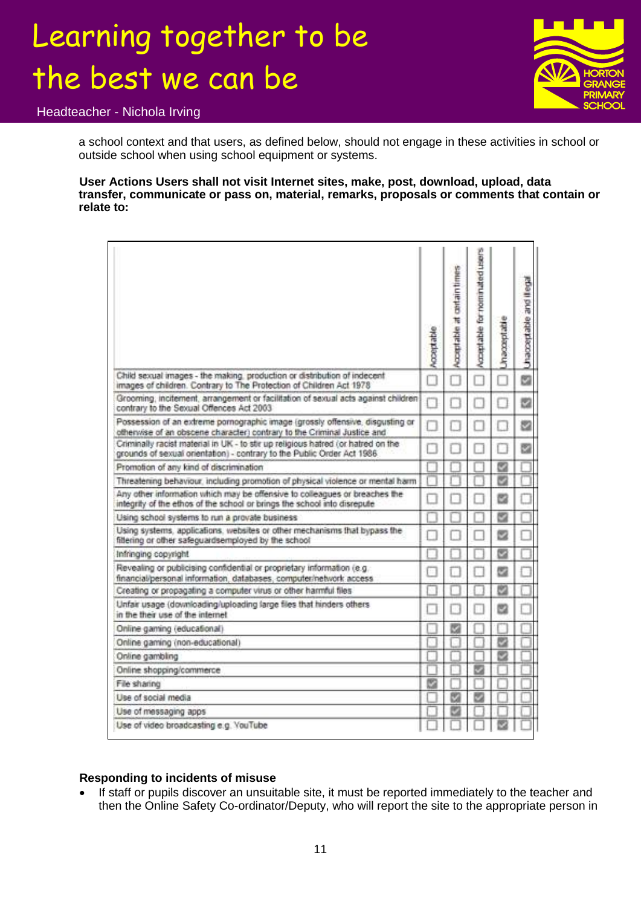a school context and that users, as defined below, should not engage in these activities in school or outside school when using school equipment or systems.

**User Actions Users shall not visit Internet sites, make, post, download, upload, data transfer, communicate or pass on, material, remarks, proposals or comments that contain or relate to:**

| | Acceptable | Acceptable at certain times | Acceptable for nominated users | Unacceptable | Unacceptable and illegal |
|---|---|---|---|---|---|
| Child sexual images - the making, production or distribution of indecent images of children. Contrary to The Protection of Children Act 1978 | ☐ | ☐ | ☐ | ☐ | ☑ |
| Grooming, incitement, arrangement or facilitation of sexual acts against children contrary to the Sexual Offences Act 2003 | ☐ | ☐ | ☐ | ☐ | ☑ |
| Possession of an extreme pornographic image (grossly offensive, disgusting or otherwise of an obscene character) contrary to the Criminal Justice and | ☐ | ☐ | ☐ | ☐ | ☑ |
| Criminally racist material in UK - to stir up religious hatred (or hatred on the grounds of sexual orientation) - contrary to the Public Order Act 1986 | ☐ | ☐ | ☐ | ☐ | ☑ |
| Promotion of any kind of discrimination | ☐ | ☐ | ☐ | ☑ | ☐ |
| Threatening behaviour, including promotion of physical violence or mental harm | ☐ | ☐ | ☐ | ☑ | ☐ |
| Any other information which may be offensive to colleagues or breaches the integrity of the ethos of the school or brings the school into disrepute | ☐ | ☐ | ☐ | ☑ | ☐ |
| Using school systems to run a provate business | ☐ | ☐ | ☐ | ☑ | ☐ |
| Using systems, applications, websites or other mechanisms that bypass the filtering or other safeguardsemployed by the school | ☐ | ☐ | ☐ | ☑ | ☐ |
| Infringing copyright | ☐ | ☐ | ☐ | ☑ | ☐ |
| Revealing or publicising confidential or proprietary information (e.g. financial/personal information, databases, computer/network access | ☐ | ☐ | ☐ | ☑ | ☐ |
| Creating or propagating a computer virus or other harmful files | ☐ | ☐ | ☐ | ☑ | ☐ |
| Unfair usage (downloading/uploading large files that hinders others in the their use of the internet | ☐ | ☐ | ☐ | ☑ | ☐ |
| Online gaming (educational) | ☐ | ☑ | ☐ | ☐ | ☐ |
| Online gaming (non-educational) | ☐ | ☐ | ☐ | ☑ | ☐ |
| Online gambling | ☐ | ☐ | ☐ | ☑ | ☐ |
| Online shopping/commerce | ☐ | ☐ | ☑ | ☐ | ☐ |
| File sharing | ☑ | ☐ | ☐ | ☐ | ☐ |
| Use of social media | ☐ | ☑ | ☑ | ☐ | ☐ |
| Use of messaging apps | ☐ | ☑ | ☐ | ☐ | ☐ |
| Use of video broadcasting e.g. YouTube | ☐ | ☐ | ☐ | ☑ | ☐ |

**Responding to incidents of misuse**

- If staff or pupils discover an unsuitable site, it must be reported immediately to the teacher and then the Online Safety Co-ordinator/Deputy, who will report the site to the appropriate person in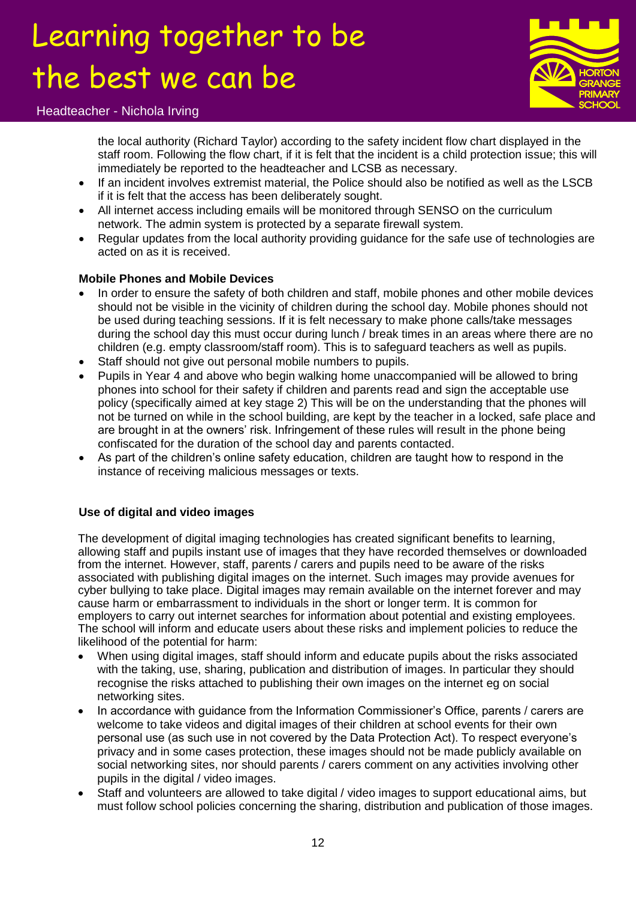the local authority (Richard Taylor) according to the safety incident flow chart displayed in the staff room. Following the flow chart, if it is felt that the incident is a child protection issue; this will immediately be reported to the headteacher and LCSB as necessary.

- If an incident involves extremist material, the Police should also be notified as well as the LSCB if it is felt that the access has been deliberately sought.
- All internet access including emails will be monitored through SENSO on the curriculum network. The admin system is protected by a separate firewall system.
- Regular updates from the local authority providing guidance for the safe use of technologies are acted on as it is received.

**Mobile Phones and Mobile Devices**

- In order to ensure the safety of both children and staff, mobile phones and other mobile devices should not be visible in the vicinity of children during the school day. Mobile phones should not be used during teaching sessions. If it is felt necessary to make phone calls/take messages during the school day this must occur during lunch / break times in an areas where there are no children (e.g. empty classroom/staff room). This is to safeguard teachers as well as pupils.
- Staff should not give out personal mobile numbers to pupils.
- Pupils in Year 4 and above who begin walking home unaccompanied will be allowed to bring phones into school for their safety if children and parents read and sign the acceptable use policy (specifically aimed at key stage 2) This will be on the understanding that the phones will not be turned on while in the school building, are kept by the teacher in a locked, safe place and are brought in at the owners' risk. Infringement of these rules will result in the phone being confiscated for the duration of the school day and parents contacted.
- As part of the children's online safety education, children are taught how to respond in the instance of receiving malicious messages or texts.

**Use of digital and video images**

The development of digital imaging technologies has created significant benefits to learning, allowing staff and pupils instant use of images that they have recorded themselves or downloaded from the internet. However, staff, parents / carers and pupils need to be aware of the risks associated with publishing digital images on the internet. Such images may provide avenues for cyber bullying to take place. Digital images may remain available on the internet forever and may cause harm or embarrassment to individuals in the short or longer term. It is common for employers to carry out internet searches for information about potential and existing employees. The school will inform and educate users about these risks and implement policies to reduce the likelihood of the potential for harm:

- When using digital images, staff should inform and educate pupils about the risks associated with the taking, use, sharing, publication and distribution of images. In particular they should recognise the risks attached to publishing their own images on the internet eg on social networking sites.
- In accordance with guidance from the Information Commissioner's Office, parents / carers are welcome to take videos and digital images of their children at school events for their own personal use (as such use in not covered by the Data Protection Act). To respect everyone's privacy and in some cases protection, these images should not be made publicly available on social networking sites, nor should parents / carers comment on any activities involving other pupils in the digital / video images.
- Staff and volunteers are allowed to take digital / video images to support educational aims, but must follow school policies concerning the sharing, distribution and publication of those images.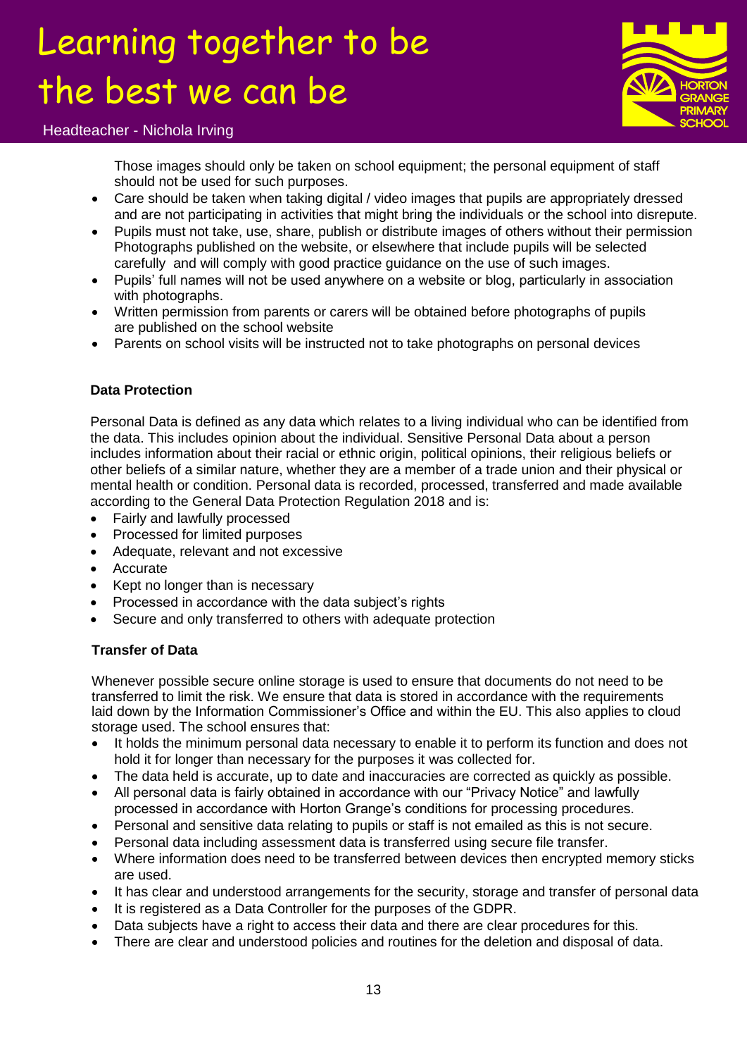Those images should only be taken on school equipment; the personal equipment of staff should not be used for such purposes.

- Care should be taken when taking digital / video images that pupils are appropriately dressed and are not participating in activities that might bring the individuals or the school into disrepute.
- Pupils must not take, use, share, publish or distribute images of others without their permission Photographs published on the website, or elsewhere that include pupils will be selected carefully and will comply with good practice guidance on the use of such images.
- Pupils' full names will not be used anywhere on a website or blog, particularly in association with photographs.
- Written permission from parents or carers will be obtained before photographs of pupils are published on the school website
- Parents on school visits will be instructed not to take photographs on personal devices

**Data Protection**

Personal Data is defined as any data which relates to a living individual who can be identified from the data. This includes opinion about the individual. Sensitive Personal Data about a person includes information about their racial or ethnic origin, political opinions, their religious beliefs or other beliefs of a similar nature, whether they are a member of a trade union and their physical or mental health or condition. Personal data is recorded, processed, transferred and made available according to the General Data Protection Regulation 2018 and is:

- Fairly and lawfully processed
- Processed for limited purposes
- Adequate, relevant and not excessive
- Accurate
- Kept no longer than is necessary
- Processed in accordance with the data subject's rights
- Secure and only transferred to others with adequate protection

**Transfer of Data**

Whenever possible secure online storage is used to ensure that documents do not need to be transferred to limit the risk. We ensure that data is stored in accordance with the requirements laid down by the Information Commissioner's Office and within the EU. This also applies to cloud storage used. The school ensures that:

- It holds the minimum personal data necessary to enable it to perform its function and does not hold it for longer than necessary for the purposes it was collected for.
- The data held is accurate, up to date and inaccuracies are corrected as quickly as possible.
- All personal data is fairly obtained in accordance with our "Privacy Notice" and lawfully processed in accordance with Horton Grange's conditions for processing procedures.
- Personal and sensitive data relating to pupils or staff is not emailed as this is not secure.
- Personal data including assessment data is transferred using secure file transfer.
- Where information does need to be transferred between devices then encrypted memory sticks are used.
- It has clear and understood arrangements for the security, storage and transfer of personal data
- It is registered as a Data Controller for the purposes of the GDPR.
- Data subjects have a right to access their data and there are clear procedures for this.
- There are clear and understood policies and routines for the deletion and disposal of data.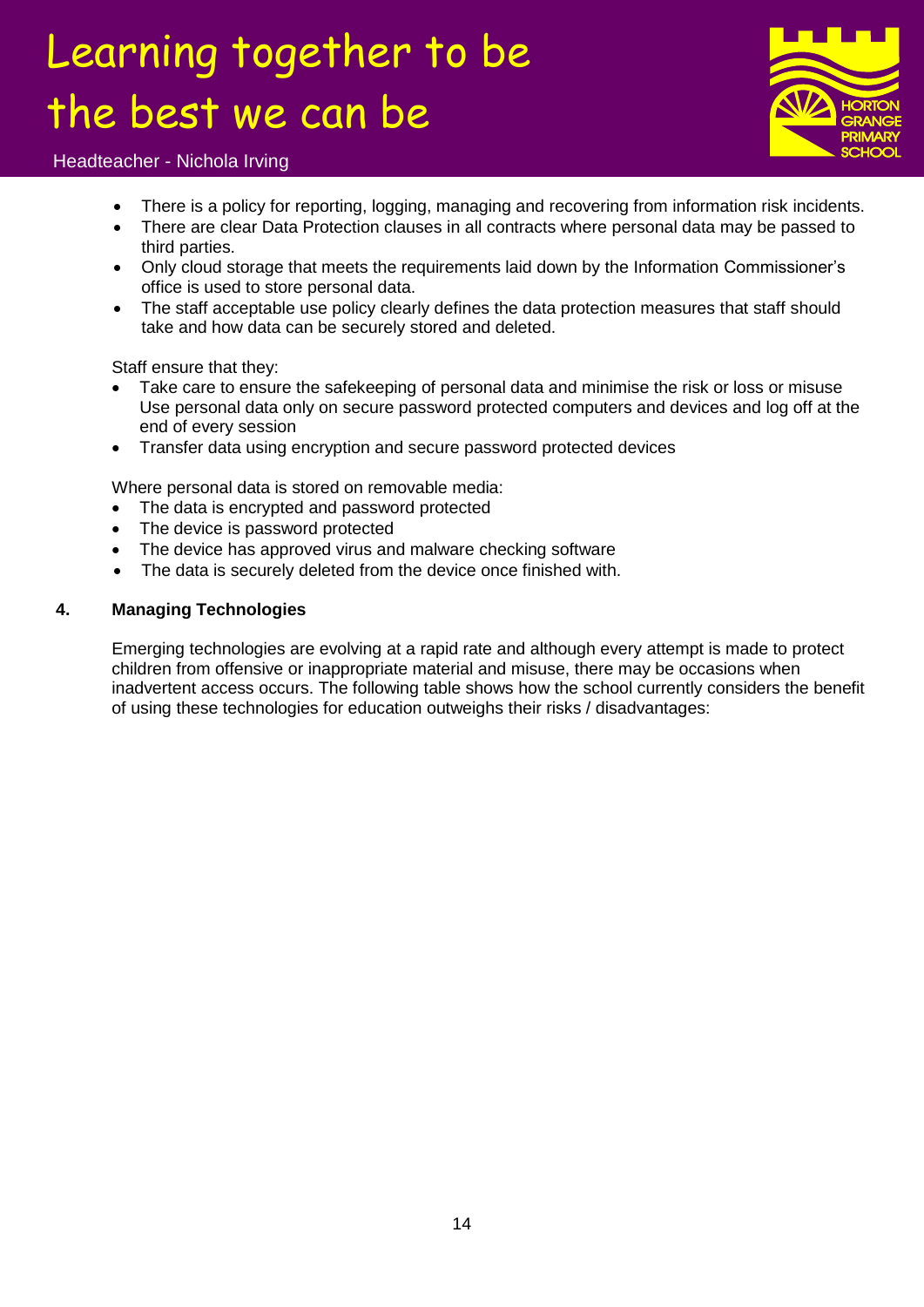- There is a policy for reporting, logging, managing and recovering from information risk incidents.
- There are clear Data Protection clauses in all contracts where personal data may be passed to third parties.
- Only cloud storage that meets the requirements laid down by the Information Commissioner's office is used to store personal data.
- The staff acceptable use policy clearly defines the data protection measures that staff should take and how data can be securely stored and deleted.

Staff ensure that they:

- Take care to ensure the safekeeping of personal data and minimise the risk or loss or misuse Use personal data only on secure password protected computers and devices and log off at the end of every session
- Transfer data using encryption and secure password protected devices

Where personal data is stored on removable media:

- The data is encrypted and password protected
- The device is password protected
- The device has approved virus and malware checking software
- The data is securely deleted from the device once finished with.

## 4. Managing Technologies

Emerging technologies are evolving at a rapid rate and although every attempt is made to protect children from offensive or inappropriate material and misuse, there may be occasions when inadvertent access occurs. The following table shows how the school currently considers the benefit of using these technologies for education outweighs their risks / disadvantages: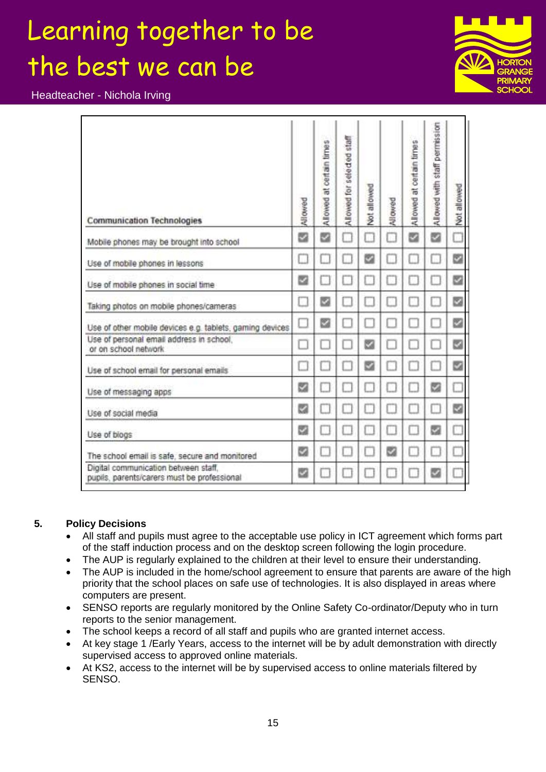| Communication Technologies | Allowed | Allowed at certain times | Allowed for selected staff | Not allowed | Allowed | Allowed at certain times | Allowed with staff permission | Not allowed |
|---|---|---|---|---|---|---|---|---|
| Mobile phones may be brought into school | ☑ | ☑ | ☐ | ☐ | ☐ | ☑ | ☑ | ☐ |
| Use of mobile phones in lessons | ☐ | ☐ | ☐ | ☑ | ☐ | ☐ | ☐ | ☑ |
| Use of mobile phones in social time | ☑ | ☐ | ☐ | ☐ | ☐ | ☐ | ☐ | ☑ |
| Taking photos on mobile phones/cameras | ☐ | ☑ | ☐ | ☐ | ☐ | ☐ | ☐ | ☑ |
| Use of other mobile devices e.g. tablets, gaming devices | ☐ | ☑ | ☐ | ☐ | ☐ | ☐ | ☐ | ☑ |
| Use of personal email address in school, or on school network | ☐ | ☐ | ☐ | ☑ | ☐ | ☐ | ☐ | ☑ |
| Use of school email for personal emails | ☐ | ☐ | ☐ | ☑ | ☐ | ☐ | ☐ | ☑ |
| Use of messaging apps | ☑ | ☐ | ☐ | ☐ | ☐ | ☐ | ☑ | ☐ |
| Use of social media | ☑ | ☐ | ☐ | ☐ | ☐ | ☐ | ☐ | ☑ |
| Use of blogs | ☑ | ☐ | ☐ | ☐ | ☐ | ☐ | ☑ | ☐ |
| The school email is safe, secure and monitored | ☑ | ☐ | ☐ | ☐ | ☑ | ☐ | ☐ | ☐ |
| Digital communication between staff, pupils, parents/carers must be professional | ☑ | ☐ | ☐ | ☐ | ☐ | ☐ | ☑ | ☐ |

## 5. Policy Decisions

- All staff and pupils must agree to the acceptable use policy in ICT agreement which forms part of the staff induction process and on the desktop screen following the login procedure.
- The AUP is regularly explained to the children at their level to ensure their understanding.
- The AUP is included in the home/school agreement to ensure that parents are aware of the high priority that the school places on safe use of technologies. It is also displayed in areas where computers are present.
- SENSO reports are regularly monitored by the Online Safety Co-ordinator/Deputy who in turn reports to the senior management.
- The school keeps a record of all staff and pupils who are granted internet access.
- At key stage 1 /Early Years, access to the internet will be by adult demonstration with directly supervised access to approved online materials.
- At KS2, access to the internet will be by supervised access to online materials filtered by SENSO.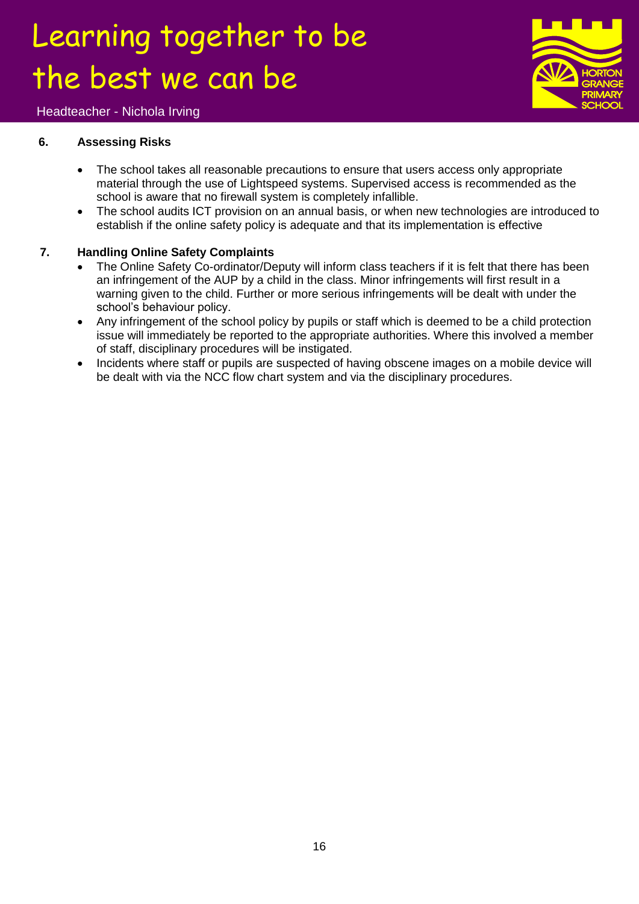## 6. Assessing Risks

- The school takes all reasonable precautions to ensure that users access only appropriate material through the use of Lightspeed systems. Supervised access is recommended as the school is aware that no firewall system is completely infallible.
- The school audits ICT provision on an annual basis, or when new technologies are introduced to establish if the online safety policy is adequate and that its implementation is effective

## 7. Handling Online Safety Complaints

- The Online Safety Co-ordinator/Deputy will inform class teachers if it is felt that there has been an infringement of the AUP by a child in the class. Minor infringements will first result in a warning given to the child. Further or more serious infringements will be dealt with under the school's behaviour policy.
- Any infringement of the school policy by pupils or staff which is deemed to be a child protection issue will immediately be reported to the appropriate authorities. Where this involved a member of staff, disciplinary procedures will be instigated.
- Incidents where staff or pupils are suspected of having obscene images on a mobile device will be dealt with via the NCC flow chart system and via the disciplinary procedures.